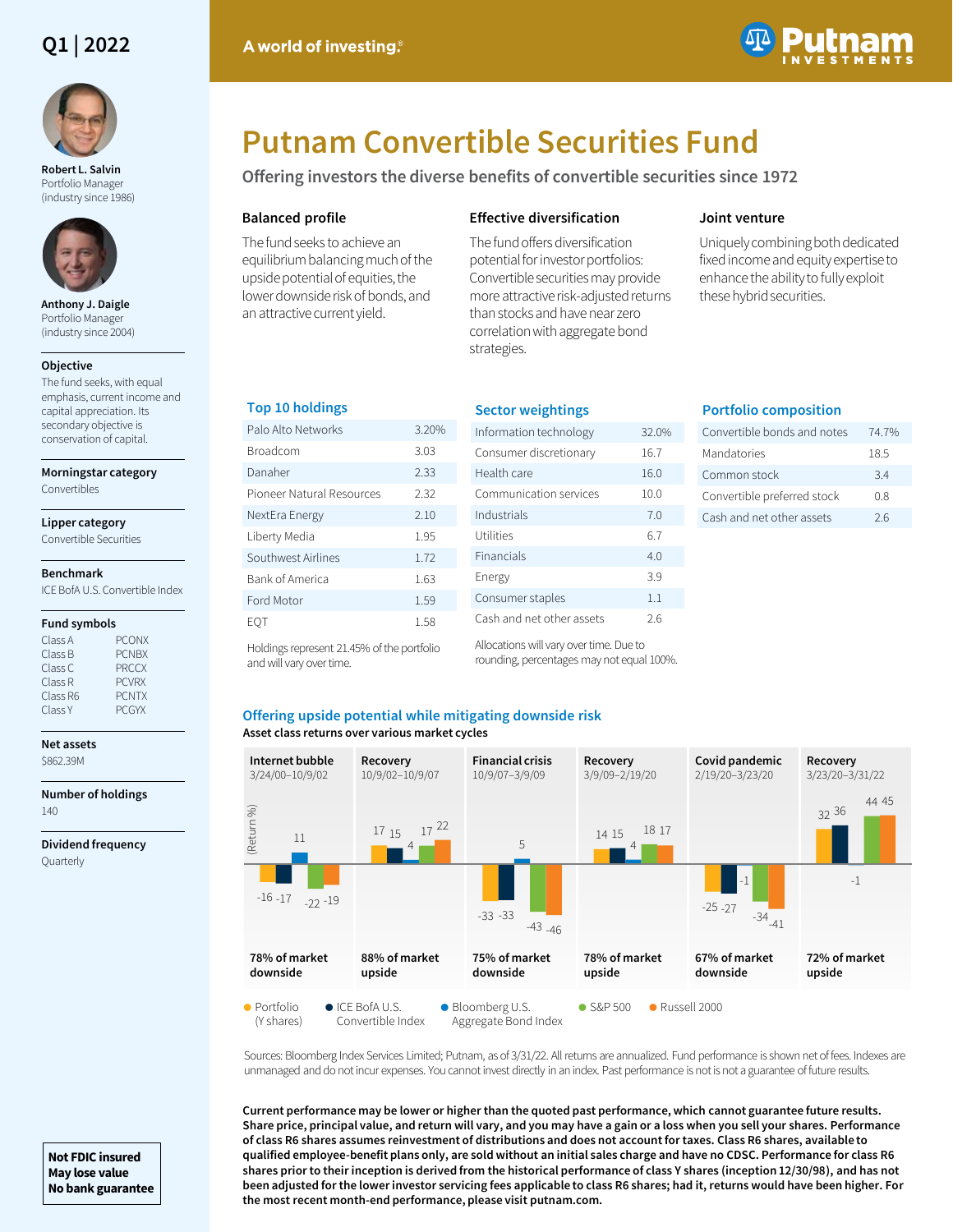Q1 | 2022

A world of investing.®

# Putnam Convertible Securities Fund

## Offering investors the diverse benefits of convertible securities since 1972

**Robert L. Salvin**
Portfolio Manager
(industry since 1986)

**Anthony J. Daigle**
Portfolio Manager
(industry since 2004)

**Objective**
The fund seeks, with equal emphasis, current income and capital appreciation. Its secondary objective is conservation of capital.

**Morningstar category**
Convertibles

**Lipper category**
Convertible Securities

**Benchmark**
ICE BofA U.S. Convertible Index

**Fund symbols**

| Class | Symbol |
|---|---|
| Class A | PCONX |
| Class B | PCNBX |
| Class C | PRCCX |
| Class R | PCVRX |
| Class R6 | PCNTX |
| Class Y | PCGYX |

**Net assets**
$862.39M

**Number of holdings**
140

**Dividend frequency**
Quarterly

### Balanced profile

The fund seeks to achieve an equilibrium balancing much of the upside potential of equities, the lower downside risk of bonds, and an attractive current yield.

### Effective diversification

The fund offers diversification potential for investor portfolios: Convertible securities may provide more attractive risk-adjusted returns than stocks and have near zero correlation with aggregate bond strategies.

### Joint venture

Uniquely combining both dedicated fixed income and equity expertise to enhance the ability to fully exploit these hybrid securities.

### Top 10 holdings

| Holding | % |
|---|---|
| Palo Alto Networks | 3.20% |
| Broadcom | 3.03 |
| Danaher | 2.33 |
| Pioneer Natural Resources | 2.32 |
| NextEra Energy | 2.10 |
| Liberty Media | 1.95 |
| Southwest Airlines | 1.72 |
| Bank of America | 1.63 |
| Ford Motor | 1.59 |
| EQT | 1.58 |

Holdings represent 21.45% of the portfolio and will vary over time.

### Sector weightings

| Sector | % |
|---|---|
| Information technology | 32.0% |
| Consumer discretionary | 16.7 |
| Health care | 16.0 |
| Communication services | 10.0 |
| Industrials | 7.0 |
| Utilities | 6.7 |
| Financials | 4.0 |
| Energy | 3.9 |
| Consumer staples | 1.1 |
| Cash and net other assets | 2.6 |

Allocations will vary over time. Due to rounding, percentages may not equal 100%.

### Portfolio composition

| Component | % |
|---|---|
| Convertible bonds and notes | 74.7% |
| Mandatories | 18.5 |
| Common stock | 3.4 |
| Convertible preferred stock | 0.8 |
| Cash and net other assets | 2.6 |

### Offering upside potential while mitigating downside risk

**Asset class returns over various market cycles**

(Return %)

| Market cycle | Portfolio (Y shares) | ICE BofA U.S. Convertible Index | Bloomberg U.S. Aggregate Bond Index | S&P 500 | Russell 2000 | Capture |
|---|---|---|---|---|---|---|
| Internet bubble 3/24/00–10/9/02 | -16 | -17 | 11 | -22 | -19 | 78% of market downside |
| Recovery 10/9/02–10/9/07 | 17 | 15 | 4 | 17 | 22 | 88% of market upside |
| Financial crisis 10/9/07–3/9/09 | -33 | -33 | 5 | -43 | -46 | 75% of market downside |
| Recovery 3/9/09–2/19/20 | 14 | 15 | 4 | 18 | 17 | 78% of market upside |
| Covid pandemic 2/19/20–3/23/20 | -25 | -27 | -1 | -34 | -41 | 67% of market downside |
| Recovery 3/23/20–3/31/22 | 32 | 36 | -1 | 44 | 45 | 72% of market upside |

Sources: Bloomberg Index Services Limited; Putnam, as of 3/31/22. All returns are annualized. Fund performance is shown net of fees. Indexes are unmanaged and do not incur expenses. You cannot invest directly in an index. Past performance is not a guarantee of future results.

**Current performance may be lower or higher than the quoted past performance, which cannot guarantee future results. Share price, principal value, and return will vary, and you may have a gain or a loss when you sell your shares. Performance of class R6 shares assumes reinvestment of distributions and does not account for taxes. Class R6 shares, available to qualified employee-benefit plans only, are sold without an initial sales charge and have no CDSC. Performance for class R6 shares prior to their inception is derived from the historical performance of class Y shares (inception 12/30/98), and has not been adjusted for the lower investor servicing fees applicable to class R6 shares; had it, returns would have been higher. For the most recent month-end performance, please visit putnam.com.**

**Not FDIC insured**
**May lose value**
**No bank guarantee**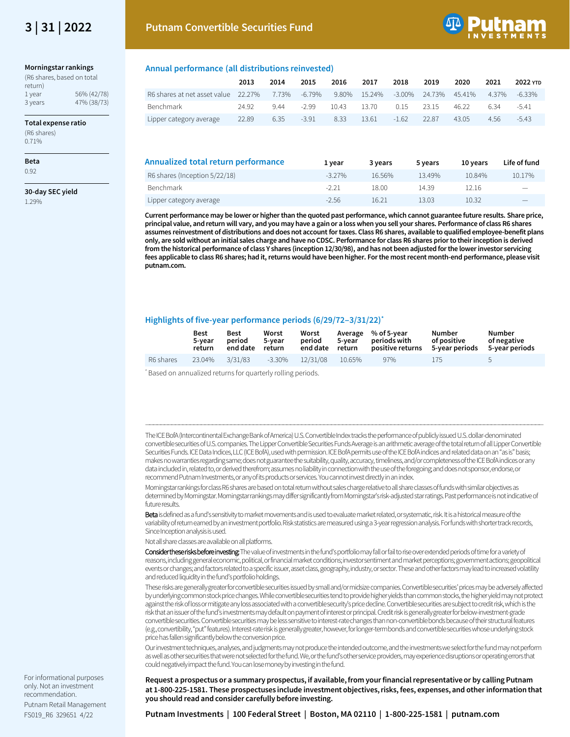**3 | 31 | 2022**

# Putnam Convertible Securities Fund

**Morningstar rankings**

(R6 shares, based on total return)

| | |
|---|---|
| 1 year | 56% (42/78) |
| 3 years | 47% (38/73) |

**Total expense ratio**

(R6 shares)

0.71%

**Beta**

0.92

**30-day SEC yield**

1.29%

## Annual performance (all distributions reinvested)

| | 2013 | 2014 | 2015 | 2016 | 2017 | 2018 | 2019 | 2020 | 2021 | 2022 YTD |
|---|---|---|---|---|---|---|---|---|---|---|
| R6 shares at net asset value | 22.27% | 7.73% | -6.79% | 9.80% | 15.24% | -3.00% | 24.73% | 45.41% | 4.37% | -6.33% |
| Benchmark | 24.92 | 9.44 | -2.99 | 10.43 | 13.70 | 0.15 | 23.15 | 46.22 | 6.34 | -5.41 |
| Lipper category average | 22.89 | 6.35 | -3.91 | 8.33 | 13.61 | -1.62 | 22.87 | 43.05 | 4.56 | -5.43 |

## Annualized total return performance

| | 1 year | 3 years | 5 years | 10 years | Life of fund |
|---|---|---|---|---|---|
| R6 shares (Inception 5/22/18) | -3.27% | 16.56% | 13.49% | 10.84% | 10.17% |
| Benchmark | -2.21 | 18.00 | 14.39 | 12.16 | — |
| Lipper category average | -2.56 | 16.21 | 13.03 | 10.32 | — |

**Current performance may be lower or higher than the quoted past performance, which cannot guarantee future results. Share price, principal value, and return will vary, and you may have a gain or a loss when you sell your shares. Performance of class R6 shares assumes reinvestment of distributions and does not account for taxes. Class R6 shares, available to qualified employee-benefit plans only, are sold without an initial sales charge and have no CDSC. Performance for class R6 shares prior to their inception is derived from the historical performance of class Y shares (inception 12/30/98), and has not been adjusted for the lower investor servicing fees applicable to class R6 shares; had it, returns would have been higher. For the most recent month-end performance, please visit putnam.com.**

## Highlights of five-year performance periods (6/29/72–3/31/22)*

| | Best 5-year return | Best period end date | Worst 5-year return | Worst period end date | Average 5-year return | % of 5-year periods with positive returns | Number of positive 5-year periods | Number of negative 5-year periods |
|---|---|---|---|---|---|---|---|---|
| R6 shares | 23.04% | 3/31/83 | -3.30% | 12/31/08 | 10.65% | 97% | 175 | 5 |

* Based on annualized returns for quarterly rolling periods.

---

The ICE BofA (Intercontinental Exchange Bank of America) U.S. Convertible Index tracks the performance of publicly issued U.S. dollar-denominated convertible securities of U.S. companies. The Lipper Convertible Securities Funds Average is an arithmetic average of the total return of all Lipper Convertible Securities Funds. ICE Data Indices, LLC (ICE BofA), used with permission. ICE BofA permits use of the ICE BofA indices and related data on an "as is" basis; makes no warranties regarding same; does not guarantee the suitability, quality, accuracy, timeliness, and/or completeness of the ICE BofA indices or any data included in, related to, or derived therefrom; assumes no liability in connection with the use of the foregoing; and does not sponsor, endorse, or recommend Putnam Investments, or any of its products or services. You cannot invest directly in an index.

Morningstar rankings for class R6 shares are based on total return without sales charge relative to all share classes of funds with similar objectives as determined by Morningstar. Morningstar rankings may differ significantly from Morningstar's risk-adjusted star ratings. Past performance is not indicative of future results.

**Beta** is defined as a fund's sensitivity to market movements and is used to evaluate market related, or systematic, risk. It is a historical measure of the variability of return earned by an investment portfolio. Risk statistics are measured using a 3-year regression analysis. For funds with shorter track records, Since Inception analysis is used.

Not all share classes are available on all platforms.

**Consider these risks before investing:** The value of investments in the fund's portfolio may fall or fail to rise over extended periods of time for a variety of reasons, including general economic, political, or financial market conditions; investor sentiment and market perceptions; government actions; geopolitical events or changes; and factors related to a specific issuer, asset class, geography, industry, or sector. These and other factors may lead to increased volatility and reduced liquidity in the fund's portfolio holdings.

These risks are generally greater for convertible securities issued by small and/or midsize companies. Convertible securities' prices may be adversely affected by underlying common stock price changes. While convertible securities tend to provide higher yields than common stocks, the higher yield may not protect against the risk of loss or mitigate any loss associated with a convertible security's price decline. Convertible securities are subject to credit risk, which is the risk that an issuer of the fund's investments may default on payment of interest or principal. Credit risk is generally greater for below-investment-grade convertible securities. Convertible securities may be less sensitive to interest-rate changes than non-convertible bonds because of their structural features (e.g., convertibility, "put" features). Interest-rate risk is generally greater, however, for longer-term bonds and convertible securities whose underlying stock price has fallen significantly below the conversion price.

Our investment techniques, analyses, and judgments may not produce the intended outcome, and the investments we select for the fund may not perform as well as other securities that were not selected for the fund. We, or the fund's other service providers, may experience disruptions or operating errors that could negatively impact the fund. You can lose money by investing in the fund.

**Request a prospectus or a summary prospectus, if available, from your financial representative or by calling Putnam at 1-800-225-1581. These prospectuses include investment objectives, risks, fees, expenses, and other information that you should read and consider carefully before investing.**

For informational purposes only. Not an investment recommendation.

Putnam Retail Management

FS019_R6 329651 4/22

**Putnam Investments | 100 Federal Street | Boston, MA 02110 | 1-800-225-1581 | putnam.com**